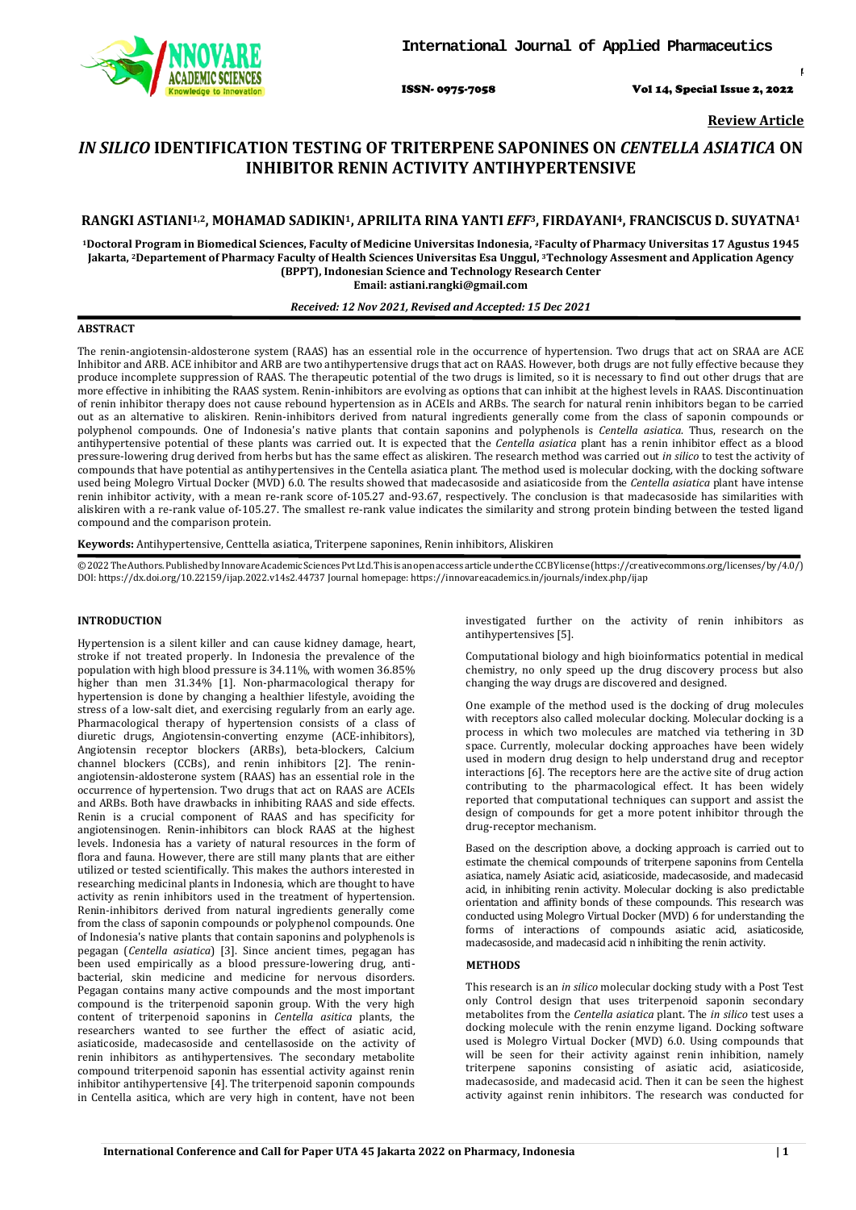**Review Article**

# *IN SILICO* IDENTIFICATION TESTING OF TRITERPENE SAPONINES ON *CENTELLA ASIATICA* ON INHIBITOR RENIN ACTIVITY ANTIHYPERTENSIVE

**RANGKI ASTIANI[1,2], MOHAMAD SADIKIN[1], APRILITA RINA YANTI *EFF*[3], FIRDAYANI[4], FRANCISCUS D. SUYATNA[1]**

[1]Doctoral Program in Biomedical Sciences, Faculty of Medicine Universitas Indonesia, [2]Faculty of Pharmacy Universitas 17 Agustus 1945 Jakarta, [2]Departement of Pharmacy Faculty of Health Sciences Universitas Esa Unggul, [3]Technology Assesment and Application Agency (BPPT), Indonesian Science and Technology Research Center
Email: astiani.rangki@gmail.com

*Received: 12 Nov 2021, Revised and Accepted: 15 Dec 2021*

## ABSTRACT

The renin-angiotensin-aldosterone system (RAAS) has an essential role in the occurrence of hypertension. Two drugs that act on SRAA are ACE Inhibitor and ARB. ACE inhibitor and ARB are two antihypertensive drugs that act on RAAS. However, both drugs are not fully effective because they produce incomplete suppression of RAAS. The therapeutic potential of the two drugs is limited, so it is necessary to find out other drugs that are more effective in inhibiting the RAAS system. Renin-inhibitors are evolving as options that can inhibit at the highest levels in RAAS. Discontinuation of renin inhibitor therapy does not cause rebound hypertension as in ACEIs and ARBs. The search for natural renin inhibitors began to be carried out as an alternative to aliskiren. Renin-inhibitors derived from natural ingredients generally come from the class of saponin compounds or polyphenol compounds. One of Indonesia's native plants that contain saponins and polyphenols is *Centella asiatica*. Thus, research on the antihypertensive potential of these plants was carried out. It is expected that the *Centella asiatica* plant has a renin inhibitor effect as a blood pressure-lowering drug derived from herbs but has the same effect as aliskiren. The research method was carried out *in silico* to test the activity of compounds that have potential as antihypertensives in the Centella asiatica plant. The method used is molecular docking, with the docking software used being Molegro Virtual Docker (MVD) 6.0. The results showed that madecasoside and asiaticoside from the *Centella asiatica* plant have intense renin inhibitor activity, with a mean re-rank score of-105.27 and-93.67, respectively. The conclusion is that madecasoside has similarities with aliskiren with a re-rank value of-105.27. The smallest re-rank value indicates the similarity and strong protein binding between the tested ligand compound and the comparison protein.

**Keywords:** Antihypertensive, Centtella asiatica, Triterpene saponines, Renin inhibitors, Aliskiren

© 2022 The Authors. Published by Innovare Academic Sciences Pvt Ltd. This is an open access article under the CC BY license (https://creativecommons.org/licenses/by/4.0/)
DOI: https://dx.doi.org/10.22159/ijap.2022.v14s2.44737 Journal homepage: https://innovareacademics.in/journals/index.php/ijap

## INTRODUCTION

Hypertension is a silent killer and can cause kidney damage, heart, stroke if not treated properly. In Indonesia the prevalence of the population with high blood pressure is 34.11%, with women 36.85% higher than men 31.34% [1]. Non-pharmacological therapy for hypertension is done by changing a healthier lifestyle, avoiding the stress of a low-salt diet, and exercising regularly from an early age. Pharmacological therapy of hypertension consists of a class of diuretic drugs, Angiotensin-converting enzyme (ACE-inhibitors), Angiotensin receptor blockers (ARBs), beta-blockers, Calcium channel blockers (CCBs), and renin inhibitors [2]. The renin-angiotensin-aldosterone system (RAAS) has an essential role in the occurrence of hypertension. Two drugs that act on RAAS are ACEIs and ARBs. Both have drawbacks in inhibiting RAAS and side effects. Renin is a crucial component of RAAS and has specificity for angiotensinogen. Renin-inhibitors can block RAAS at the highest levels. Indonesia has a variety of natural resources in the form of flora and fauna. However, there are still many plants that are either utilized or tested scientifically. This makes the authors interested in researching medicinal plants in Indonesia, which are thought to have activity as renin inhibitors used in the treatment of hypertension. Renin-inhibitors derived from natural ingredients generally come from the class of saponin compounds or polyphenol compounds. One of Indonesia's native plants that contain saponins and polyphenols is pegagan (*Centella asiatica*) [3]. Since ancient times, pegagan has been used empirically as a blood pressure-lowering drug, anti-bacterial, skin medicine and medicine for nervous disorders. Pegagan contains many active compounds and the most important compound is the triterpenoid saponin group. With the very high content of triterpenoid saponins in *Centella asitica* plants, the researchers wanted to see further the effect of asiatic acid, asiaticoside, madecasoside and centellasoside on the activity of renin inhibitors as antihypertensives. The secondary metabolite compound triterpenoid saponin has essential activity against renin inhibitor antihypertensive [4]. The triterpenoid saponin compounds in Centella asitica, which are very high in content, have not been investigated further on the activity of renin inhibitors as antihypertensives [5].

Computational biology and high bioinformatics potential in medical chemistry, no only speed up the drug discovery process but also changing the way drugs are discovered and designed.

One example of the method used is the docking of drug molecules with receptors also called molecular docking. Molecular docking is a process in which two molecules are matched via tethering in 3D space. Currently, molecular docking approaches have been widely used in modern drug design to help understand drug and receptor interactions [6]. The receptors here are the active site of drug action contributing to the pharmacological effect. It has been widely reported that computational techniques can support and assist the design of compounds for get a more potent inhibitor through the drug-receptor mechanism.

Based on the description above, a docking approach is carried out to estimate the chemical compounds of triterpene saponins from Centella asiatica, namely Asiatic acid, asiaticoside, madecasoside, and madecasid acid, in inhibiting renin activity. Molecular docking is also predictable orientation and affinity bonds of these compounds. This research was conducted using Molegro Virtual Docker (MVD) 6 for understanding the forms of interactions of compounds asiatic acid, asiaticoside, madecasoside, and madecasid acid n inhibiting the renin activity.

## METHODS

This research is an *in silico* molecular docking study with a Post Test only Control design that uses triterpenoid saponin secondary metabolites from the *Centella asiatica* plant. The *in silico* test uses a docking molecule with the renin enzyme ligand. Docking software used is Molegro Virtual Docker (MVD) 6.0. Using compounds that will be seen for their activity against renin inhibition, namely triterpene saponins consisting of asiatic acid, asiaticoside, madecasoside, and madecasid acid. Then it can be seen the highest activity against renin inhibitors. The research was conducted for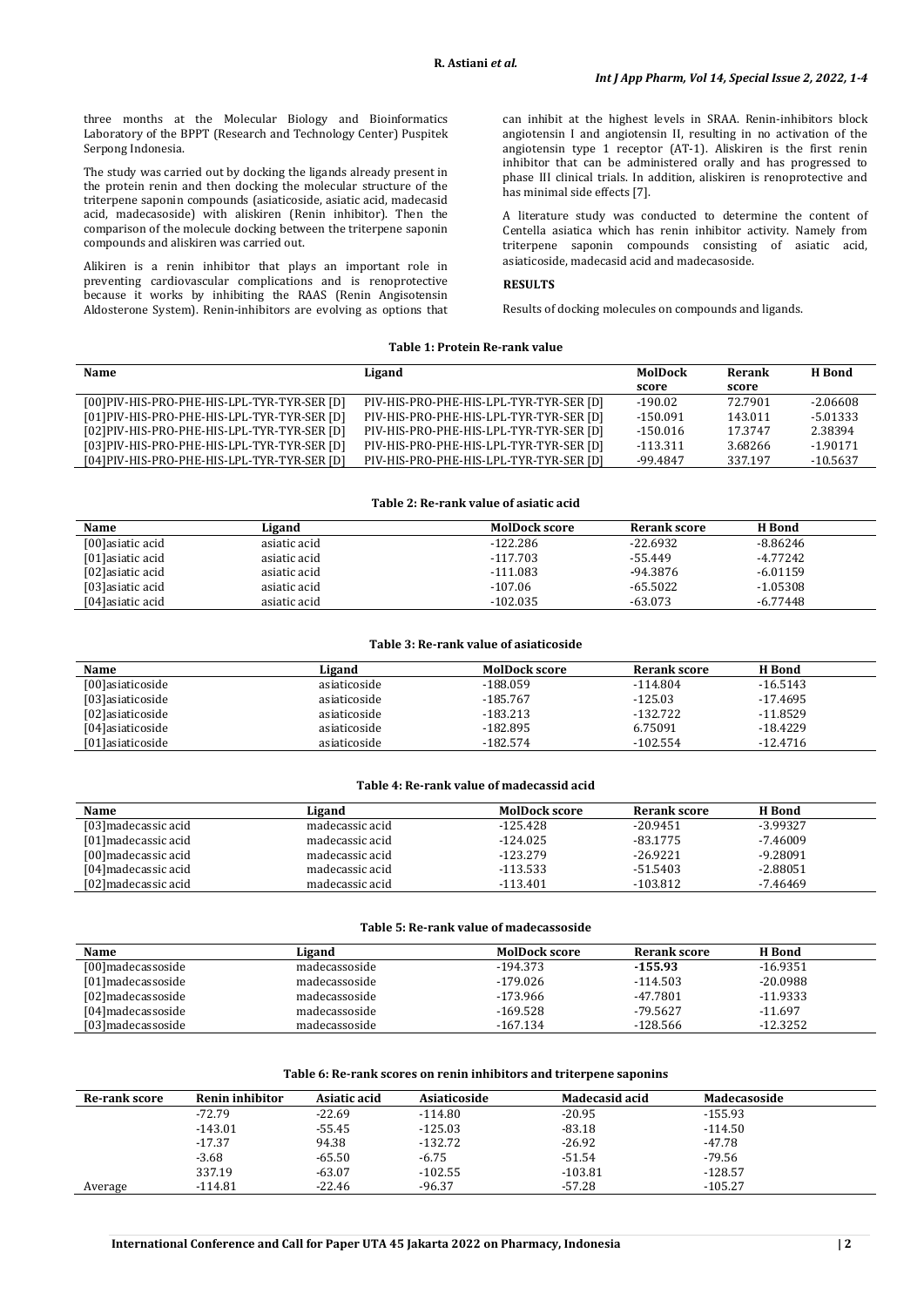three months at the Molecular Biology and Bioinformatics Laboratory of the BPPT (Research and Technology Center) Puspitek Serpong Indonesia.

The study was carried out by docking the ligands already present in the protein renin and then docking the molecular structure of the triterpene saponin compounds (asiaticoside, asiatic acid, madecasid acid, madecasoside) with aliskiren (Renin inhibitor). Then the comparison of the molecule docking between the triterpene saponin compounds and aliskiren was carried out.

Alikiren is a renin inhibitor that plays an important role in preventing cardiovascular complications and is renoprotective because it works by inhibiting the RAAS (Renin Angisotensin Aldosterone System). Renin-inhibitors are evolving as options that can inhibit at the highest levels in SRAA. Renin-inhibitors block angiotensin I and angiotensin II, resulting in no activation of the angiotensin type 1 receptor (AT-1). Aliskiren is the first renin inhibitor that can be administered orally and has progressed to phase III clinical trials. In addition, aliskiren is renoprotective and has minimal side effects [7].

A literature study was conducted to determine the content of Centella asiatica which has renin inhibitor activity. Namely from triterpene saponin compounds consisting of asiatic acid, asiaticoside, madecasid acid and madecasoside.

## RESULTS

Results of docking molecules on compounds and ligands.

**Table 1: Protein Re-rank value**

| Name | Ligand | MolDock score | Rerank score | H Bond |
|---|---|---|---|---|
| [00]PIV-HIS-PRO-PHE-HIS-LPL-TYR-TYR-SER [D] | PIV-HIS-PRO-PHE-HIS-LPL-TYR-TYR-SER [D] | -190.02 | 72.7901 | -2.06608 |
| [01]PIV-HIS-PRO-PHE-HIS-LPL-TYR-TYR-SER [D] | PIV-HIS-PRO-PHE-HIS-LPL-TYR-TYR-SER [D] | -150.091 | 143.011 | -5.01333 |
| [02]PIV-HIS-PRO-PHE-HIS-LPL-TYR-TYR-SER [D] | PIV-HIS-PRO-PHE-HIS-LPL-TYR-TYR-SER [D] | -150.016 | 17.3747 | 2.38394 |
| [03]PIV-HIS-PRO-PHE-HIS-LPL-TYR-TYR-SER [D] | PIV-HIS-PRO-PHE-HIS-LPL-TYR-TYR-SER [D] | -113.311 | 3.68266 | -1.90171 |
| [04]PIV-HIS-PRO-PHE-HIS-LPL-TYR-TYR-SER [D] | PIV-HIS-PRO-PHE-HIS-LPL-TYR-TYR-SER [D] | -99.4847 | 337.197 | -10.5637 |

**Table 2: Re-rank value of asiatic acid**

| Name | Ligand | MolDock score | Rerank score | H Bond |
|---|---|---|---|---|
| [00]asiatic acid | asiatic acid | -122.286 | -22.6932 | -8.86246 |
| [01]asiatic acid | asiatic acid | -117.703 | -55.449 | -4.77242 |
| [02]asiatic acid | asiatic acid | -111.083 | -94.3876 | -6.01159 |
| [03]asiatic acid | asiatic acid | -107.06 | -65.5022 | -1.05308 |
| [04]asiatic acid | asiatic acid | -102.035 | -63.073 | -6.77448 |

**Table 3: Re-rank value of asiaticoside**

| Name | Ligand | MolDock score | Rerank score | H Bond |
|---|---|---|---|---|
| [00]asiaticoside | asiaticoside | -188.059 | -114.804 | -16.5143 |
| [03]asiaticoside | asiaticoside | -185.767 | -125.03 | -17.4695 |
| [02]asiaticoside | asiaticoside | -183.213 | -132.722 | -11.8529 |
| [04]asiaticoside | asiaticoside | -182.895 | 6.75091 | -18.4229 |
| [01]asiaticoside | asiaticoside | -182.574 | -102.554 | -12.4716 |

**Table 4: Re-rank value of madecassid acid**

| Name | Ligand | MolDock score | Rerank score | H Bond |
|---|---|---|---|---|
| [03]madecassic acid | madecassic acid | -125.428 | -20.9451 | -3.99327 |
| [01]madecassic acid | madecassic acid | -124.025 | -83.1775 | -7.46009 |
| [00]madecassic acid | madecassic acid | -123.279 | -26.9221 | -9.28091 |
| [04]madecassic acid | madecassic acid | -113.533 | -51.5403 | -2.88051 |
| [02]madecassic acid | madecassic acid | -113.401 | -103.812 | -7.46469 |

**Table 5: Re-rank value of madecassoside**

| Name | Ligand | MolDock score | Rerank score | H Bond |
|---|---|---|---|---|
| [00]madecassoside | madecassoside | -194.373 | **-155.93** | -16.9351 |
| [01]madecassoside | madecassoside | -179.026 | -114.503 | -20.0988 |
| [02]madecassoside | madecassoside | -173.966 | -47.7801 | -11.9333 |
| [04]madecassoside | madecassoside | -169.528 | -79.5627 | -11.697 |
| [03]madecassoside | madecassoside | -167.134 | -128.566 | -12.3252 |

**Table 6: Re-rank scores on renin inhibitors and triterpene saponins**

| Re-rank score | Renin inhibitor | Asiatic acid | Asiaticoside | Madecasid acid | Madecasoside |
|---|---|---|---|---|---|
| | -72.79 | -22.69 | -114.80 | -20.95 | -155.93 |
| | -143.01 | -55.45 | -125.03 | -83.18 | -114.50 |
| | -17.37 | 94.38 | -132.72 | -26.92 | -47.78 |
| | -3.68 | -65.50 | -6.75 | -51.54 | -79.56 |
| | 337.19 | -63.07 | -102.55 | -103.81 | -128.57 |
| Average | -114.81 | -22.46 | -96.37 | -57.28 | -105.27 |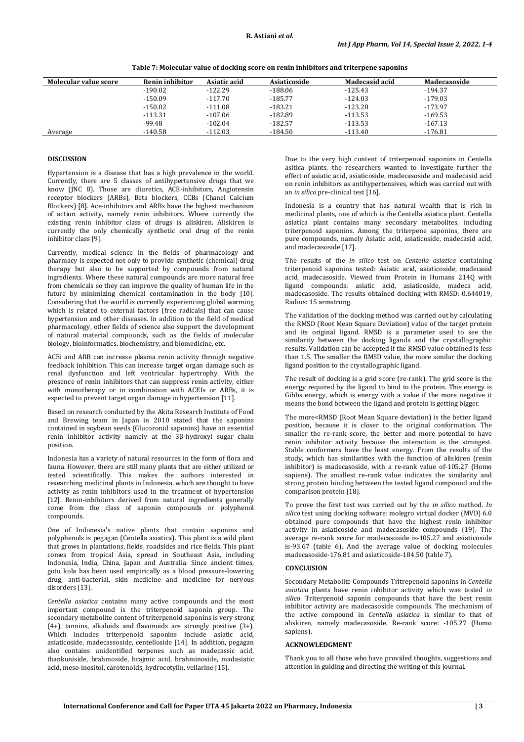**Table 7: Molecular value of docking score on renin inhibitors and triterpene saponins**

| Molecular value score | Renin inhibitor | Asiatic acid | Asiaticoside | Madecasid acid | Madecasoside |
|---|---|---|---|---|---|
| | -190.02 | -122.29 | -188.06 | -125.43 | -194.37 |
| | -150.09 | -117.70 | -185.77 | -124.03 | -179.03 |
| | -150.02 | -111.08 | -183.21 | -123.28 | -173.97 |
| | -113.31 | -107.06 | -182.89 | -113.53 | -169.53 |
| | -99.48 | -102.04 | -182.57 | -113.53 | -167.13 |
| Average | -140.58 | -112.03 | -184.50 | -113.40 | -176.81 |

## DISCUSSION

Hypertension is a disease that has a high prevalence in the world. Currently, there are 5 classes of antihypertensive drugs that we know (JNC 8). Those are diuretics, ACE-inhibitors, Angiotensin receptor blockers (ARBs), Beta blockers, CCBs (Chanel Calcium Blockers) [8]. Ace-inhibitors and ARBs have the highest mechanism of action activity, namely renin inhibitors. Where currently the existing renin inhibitor class of drugs is aliskiren. Aliskiren is currently the only chemically synthetic oral drug of the renin inhibitor class [9].

Currently, medical science in the fields of pharmacology and pharmacy is expected not only to provide synthetic (chemical) drug therapy but also to be supported by compounds from natural ingredients. Where these natural compounds are more natural free from chemicals so they can improve the quality of human life in the future by minimizing chemical contamination in the body [10]. Considering that the world is currently experiencing global warming which is related to external factors (free radicals) that can cause hypertension and other diseases. In addition to the field of medical pharmacology, other fields of science also support the development of natural material compounds, such as the fields of molecular biology, bioinformatics, biochemistry, and biomedicine, etc.

ACEi and ARB can increase plasma renin activity through negative feedback inhibition. This can increase target organ damage such as renal dysfunction and left ventricular hypertrophy. With the presence of renin inhibitors that can suppress renin activity, either with monotherapy or in combination with ACEIs or ARBs, it is expected to prevent target organ damage in hypertension [11].

Based on research conducted by the Akita Research Institute of Food and Brewing team in Japan in 2010 stated that the saponins contained in soybean seeds (Glucoronid saponins) have an essential renin inhibitor activity namely at the 3β-hydroxyl sugar chain position.

Indonesia has a variety of natural resources in the form of flora and fauna. However, there are still many plants that are either utilized or tested scientifically. This makes the authors interested in researching medicinal plants in Indonesia, which are thought to have activity as renin inhibitors used in the treatment of hypertension [12]. Renin-inhibitors derived from natural ingredients generally come from the class of saponin compounds or polyphenol compounds.

One of Indonesia's native plants that contain saponins and polyphenols is pegagan (Centella asiatica). This plant is a wild plant that grows in plantations, fields, roadsides and rice fields. This plant comes from tropical Asia, spread in Southeast Asia, including Indonesia, India, China, Japan and Australia. Since ancient times, gotu kola has been used empirically as a blood pressure-lowering drug, anti-bacterial, skin medicine and medicine for nervous disorders [13].

*Centella asiatica* contains many active compounds and the most important compound is the triterpenoid saponin group. The secondary metabolite content of triterpenoid saponins is very strong (4+), tannins, alkaloids and flavonoids are strongly positive (3+). Which includes triterpenoid saponins include asiatic acid, asiaticoside, madecassoside, centelloside [14]. In addition, pegagan also contains unidentified terpenes such as madecassic acid, thankuniside, brahmoside, brajmic acid, brahminoside, madasiatic acid, meso-inositol, carotenoids, hydrocotylin, vellarine [15].

Due to the very high content of triterpenoid saponins in Centella asitica plants, the researchers wanted to investigate further the effect of asiatic acid, asiaticoside, madecasoside and madecasid acid on renin inhibitors as antihypertensives, which was carried out with an *in silico* pre-clinical test [16].

Indonesia is a country that has natural wealth that is rich in medicinal plants, one of which is the Centella asiatica plant. Centella asiatica plant contains many secondary metabolites, including triterpenoid saponins. Among the triterpene saponins, there are pure compounds, namely Asiatic acid, asiaticoside, madecasid acid, and madecasoside [17].

The results of the *in silico* test on *Centella asiatica* containing triterpenoid saponins tested: Asiatic acid, asiaticoside, madecasid acid, madecasoside. Viewed from Protein in Humans 214Q with ligand compounds: asiatic acid, asiaticoside, madeca acid, madecasoside. The results obtained docking with RMSD: 0.644019, Radius: 15 armstrong.

The validation of the docking method was carried out by calculating the RMSD (Root Mean Square Deviation) value of the target protein and its original ligand. RMSD is a parameter used to see the similarity between the docking ligands and the crystallographic results. Validation can be accepted if the RMSD value obtained is less than 1.5. The smaller the RMSD value, the more similar the docking ligand position to the crystallographic ligand.

The result of docking is a grid score (re-rank). The grid score is the energy required by the ligand to bind to the protein. This energy is Gibbs energy, which is energy with a value if the more negative it means the bond between the ligand and protein is getting bigger.

The more<RMSD (Root Mean Square deviation) is the better ligand position, because it is closer to the original conformation. The smaller the re-rank score, the better and more potential to have renin inhibitor activity because the interaction is the strongest. Stable conformers have the least energy. From the results of the study, which has similarities with the function of aliskiren (renin inhibitor) is madecasoside, with a re-rank value of-105.27 (Homo sapiens). The smallest re-rank value indicates the similarity and strong protein binding between the tested ligand compound and the comparison protein [18].

To prove the first test was carried out by the *in silico* method. *In silico* test using docking software: molegro virtual docker (MVD) 6.0 obtained pure compounds that have the highest renin inhibitor activity in asiaticoside and madecasoside compounds (19). The average re-rank score for madecasoside is-105.27 and asiaticoside is-93.67 (table 6). And the average value of docking molecules madecasoside-176.81 and asiaticoside-184.50 (table 7).

## CONCLUSION

Secondary Metabolite Compounds Tritrepenoid saponins in *Centella asiatica* plants have renin inhibitor activity which was tested *in silico*. Triterpenoid saponin compounds that have the best renin inhibitor activity are madecasoside compounds. The mechanism of the active compound in *Centella asiatica* is similar to that of aliskiren, namely madecasoside. Re-rank score: -105.27 (Homo sapiens).

## ACKNOWLEDGMENT

Thank you to all those who have provided thoughts, suggestions and attention in guiding and directing the writing of this journal.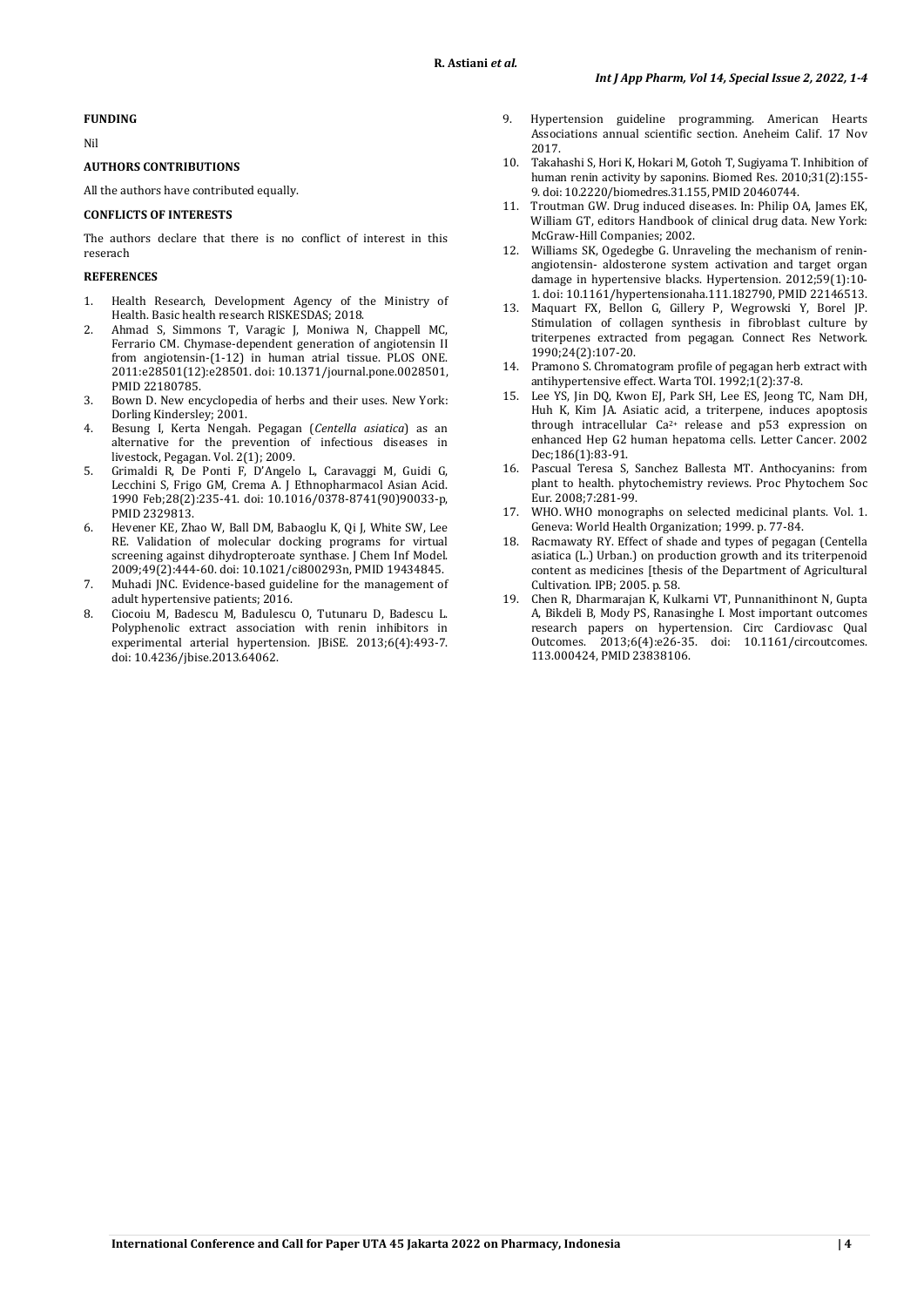## FUNDING

Nil

## AUTHORS CONTRIBUTIONS

All the authors have contributed equally.

## CONFLICTS OF INTERESTS

The authors declare that there is no conflict of interest in this reserach

## REFERENCES

1. Health Research, Development Agency of the Ministry of Health. Basic health research RISKESDAS; 2018.
2. Ahmad S, Simmons T, Varagic J, Moniwa N, Chappell MC, Ferrario CM. Chymase-dependent generation of angiotensin II from angiotensin-(1-12) in human atrial tissue. PLOS ONE. 2011:e28501(12):e28501. doi: 10.1371/journal.pone.0028501, PMID 22180785.
3. Bown D. New encyclopedia of herbs and their uses. New York: Dorling Kindersley; 2001.
4. Besung I, Kerta Nengah. Pegagan (*Centella asiatica*) as an alternative for the prevention of infectious diseases in livestock, Pegagan. Vol. 2(1); 2009.
5. Grimaldi R, De Ponti F, D'Angelo L, Caravaggi M, Guidi G, Lecchini S, Frigo GM, Crema A. J Ethnopharmacol Asian Acid. 1990 Feb;28(2):235-41. doi: 10.1016/0378-8741(90)90033-p, PMID 2329813.
6. Hevener KE, Zhao W, Ball DM, Babaoglu K, Qi J, White SW, Lee RE. Validation of molecular docking programs for virtual screening against dihydropteroate synthase. J Chem Inf Model. 2009;49(2):444-60. doi: 10.1021/ci800293n, PMID 19434845.
7. Muhadi JNC. Evidence-based guideline for the management of adult hypertensive patients; 2016.
8. Ciocoiu M, Badescu M, Badulescu O, Tutunaru D, Badescu L. Polyphenolic extract association with renin inhibitors in experimental arterial hypertension. JBiSE. 2013;6(4):493-7. doi: 10.4236/jbise.2013.64062.
9. Hypertension guideline programming. American Hearts Associations annual scientific section. Aneheim Calif. 17 Nov 2017.
10. Takahashi S, Hori K, Hokari M, Gotoh T, Sugiyama T. Inhibition of human renin activity by saponins. Biomed Res. 2010;31(2):155-9. doi: 10.2220/biomedres.31.155, PMID 20460744.
11. Troutman GW. Drug induced diseases. In: Philip OA, James EK, William GT, editors Handbook of clinical drug data. New York: McGraw-Hill Companies; 2002.
12. Williams SK, Ogedegbe G. Unraveling the mechanism of renin-angiotensin- aldosterone system activation and target organ damage in hypertensive blacks. Hypertension. 2012;59(1):10-1. doi: 10.1161/hypertensionaha.111.182790, PMID 22146513.
13. Maquart FX, Bellon G, Gillery P, Wegrowski Y, Borel JP. Stimulation of collagen synthesis in fibroblast culture by triterpenes extracted from pegagan. Connect Res Network. 1990;24(2):107-20.
14. Pramono S. Chromatogram profile of pegagan herb extract with antihypertensive effect. Warta TOI. 1992;1(2):37-8.
15. Lee YS, Jin DQ, Kwon EJ, Park SH, Lee ES, Jeong TC, Nam DH, Huh K, Kim JA. Asiatic acid, a triterpene, induces apoptosis through intracellular $Ca^{2+}$ release and p53 expression on enhanced Hep G2 human hepatoma cells. Letter Cancer. 2002 Dec;186(1):83-91.
16. Pascual Teresa S, Sanchez Ballesta MT. Anthocyanins: from plant to health. phytochemistry reviews. Proc Phytochem Soc Eur. 2008;7:281-99.
17. WHO. WHO monographs on selected medicinal plants. Vol. 1. Geneva: World Health Organization; 1999. p. 77-84.
18. Racmawaty RY. Effect of shade and types of pegagan (Centella asiatica (L.) Urban.) on production growth and its triterpenoid content as medicines [thesis of the Department of Agricultural Cultivation. IPB; 2005. p. 58.
19. Chen R, Dharmarajan K, Kulkarni VT, Punnanithinont N, Gupta A, Bikdeli B, Mody PS, Ranasinghe I. Most important outcomes research papers on hypertension. Circ Cardiovasc Qual Outcomes. 2013;6(4):e26-35. doi: 10.1161/circoutcomes.113.000424, PMID 23838106.